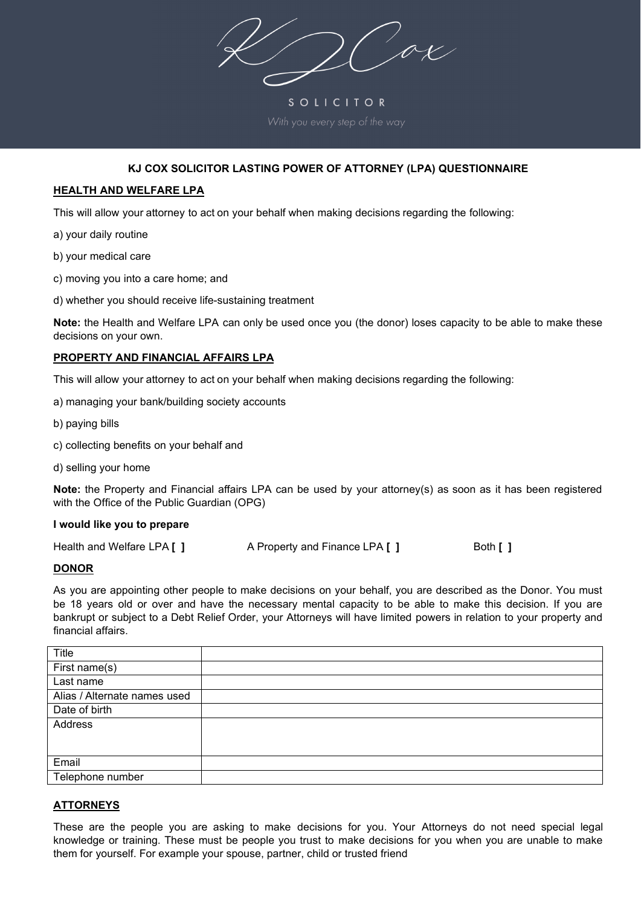KJ Cox

SOLICITOR

*With you every step of the way*

# KJ COX SOLICITOR LASTING POWER OF ATTORNEY (LPA) QUESTIONNAIRE

## HEALTH AND WELFARE LPA

This will allow your attorney to act on your behalf when making decisions regarding the following:

a) your daily routine

b) your medical care

c) moving you into a care home; and

d) whether you should receive life-sustaining treatment

**Note:** the Health and Welfare LPA can only be used once you (the donor) loses capacity to be able to make these decisions on your own.

## PROPERTY AND FINANCIAL AFFAIRS LPA

This will allow your attorney to act on your behalf when making decisions regarding the following:

a) managing your bank/building society accounts

b) paying bills

c) collecting benefits on your behalf and

d) selling your home

**Note:** the Property and Financial affairs LPA can be used by your attorney(s) as soon as it has been registered with the Office of the Public Guardian (OPG)

**I would like you to prepare**

Health and Welfare LPA **[ ]** A Property and Finance LPA **[ ]** Both **[ ]**

## DONOR

As you are appointing other people to make decisions on your behalf, you are described as the Donor. You must be 18 years old or over and have the necessary mental capacity to be able to make this decision. If you are bankrupt or subject to a Debt Relief Order, your Attorneys will have limited powers in relation to your property and financial affairs.

| Title | |
|---|---|
| First name(s) | |
| Last name | |
| Alias / Alternate names used | |
| Date of birth | |
| Address | |
| Email | |
| Telephone number | |

## ATTORNEYS

These are the people you are asking to make decisions for you. Your Attorneys do not need special legal knowledge or training. These must be people you trust to make decisions for you when you are unable to make them for yourself. For example your spouse, partner, child or trusted friend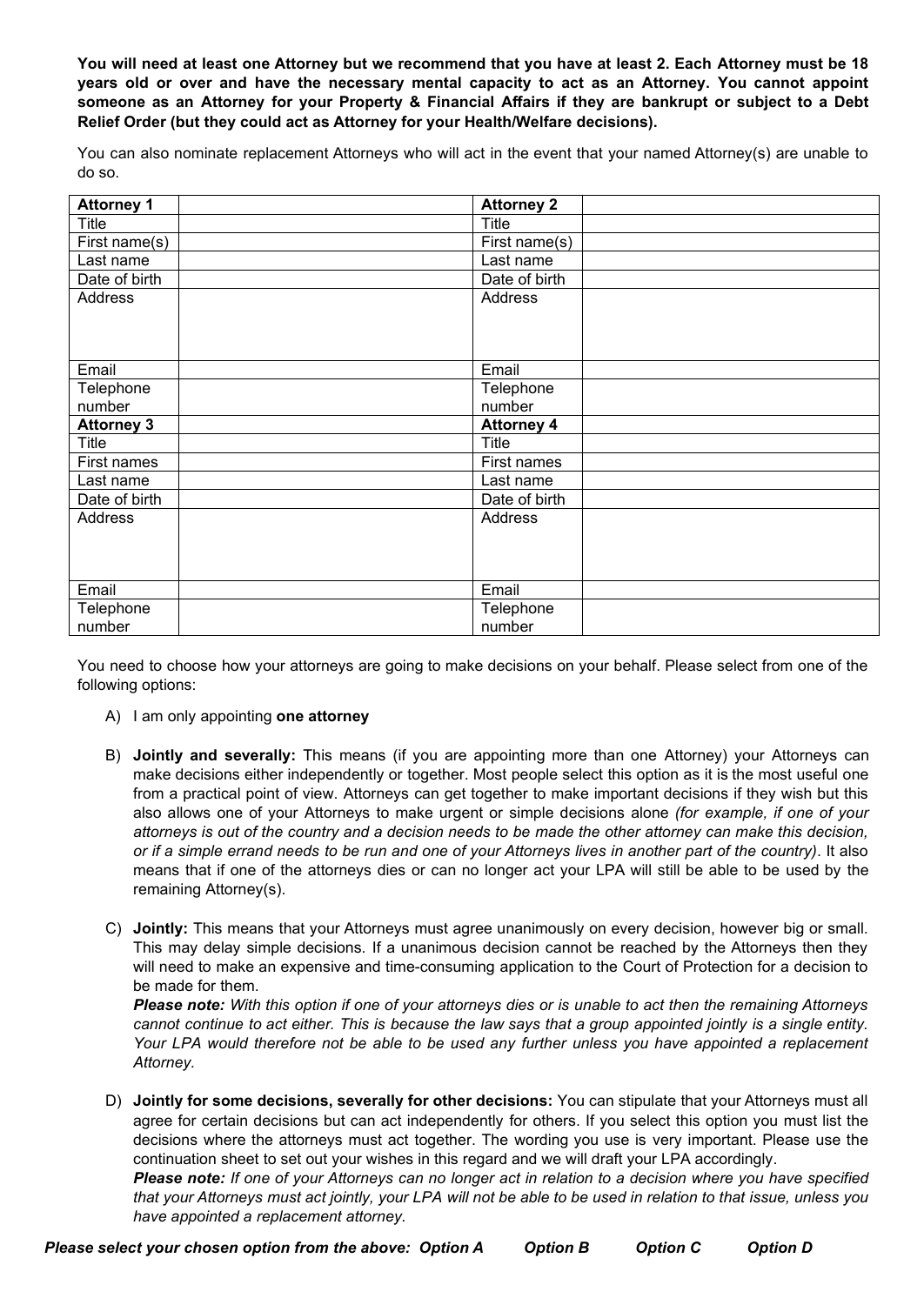**You will need at least one Attorney but we recommend that you have at least 2. Each Attorney must be 18 years old or over and have the necessary mental capacity to act as an Attorney. You cannot appoint someone as an Attorney for your Property & Financial Affairs if they are bankrupt or subject to a Debt Relief Order (but they could act as Attorney for your Health/Welfare decisions).**

You can also nominate replacement Attorneys who will act in the event that your named Attorney(s) are unable to do so.

| **Attorney 1** | | **Attorney 2** | |
|---|---|---|---|
| Title | | Title | |
| First name(s) | | First name(s) | |
| Last name | | Last name | |
| Date of birth | | Date of birth | |
| Address | | Address | |
| Email | | Email | |
| Telephone number | | Telephone number | |
| **Attorney 3** | | **Attorney 4** | |
| Title | | Title | |
| First names | | First names | |
| Last name | | Last name | |
| Date of birth | | Date of birth | |
| Address | | Address | |
| Email | | Email | |
| Telephone number | | Telephone number | |

You need to choose how your attorneys are going to make decisions on your behalf. Please select from one of the following options:

A) I am only appointing **one attorney**

B) **Jointly and severally:** This means (if you are appointing more than one Attorney) your Attorneys can make decisions either independently or together. Most people select this option as it is the most useful one from a practical point of view. Attorneys can get together to make important decisions if they wish but this also allows one of your Attorneys to make urgent or simple decisions alone *(for example, if one of your attorneys is out of the country and a decision needs to be made the other attorney can make this decision, or if a simple errand needs to be run and one of your Attorneys lives in another part of the country)*. It also means that if one of the attorneys dies or can no longer act your LPA will still be able to be used by the remaining Attorney(s).

C) **Jointly:** This means that your Attorneys must agree unanimously on every decision, however big or small. This may delay simple decisions. If a unanimous decision cannot be reached by the Attorneys then they will need to make an expensive and time-consuming application to the Court of Protection for a decision to be made for them.
***Please note:*** *With this option if one of your attorneys dies or is unable to act then the remaining Attorneys cannot continue to act either. This is because the law says that a group appointed jointly is a single entity. Your LPA would therefore not be able to be used any further unless you have appointed a replacement Attorney.*

D) **Jointly for some decisions, severally for other decisions:** You can stipulate that your Attorneys must all agree for certain decisions but can act independently for others. If you select this option you must list the decisions where the attorneys must act together. The wording you use is very important. Please use the continuation sheet to set out your wishes in this regard and we will draft your LPA accordingly.
***Please note:*** *If one of your Attorneys can no longer act in relation to a decision where you have specified that your Attorneys must act jointly, your LPA will not be able to be used in relation to that issue, unless you have appointed a replacement attorney.*

***Please select your chosen option from the above: Option A Option B Option C Option D***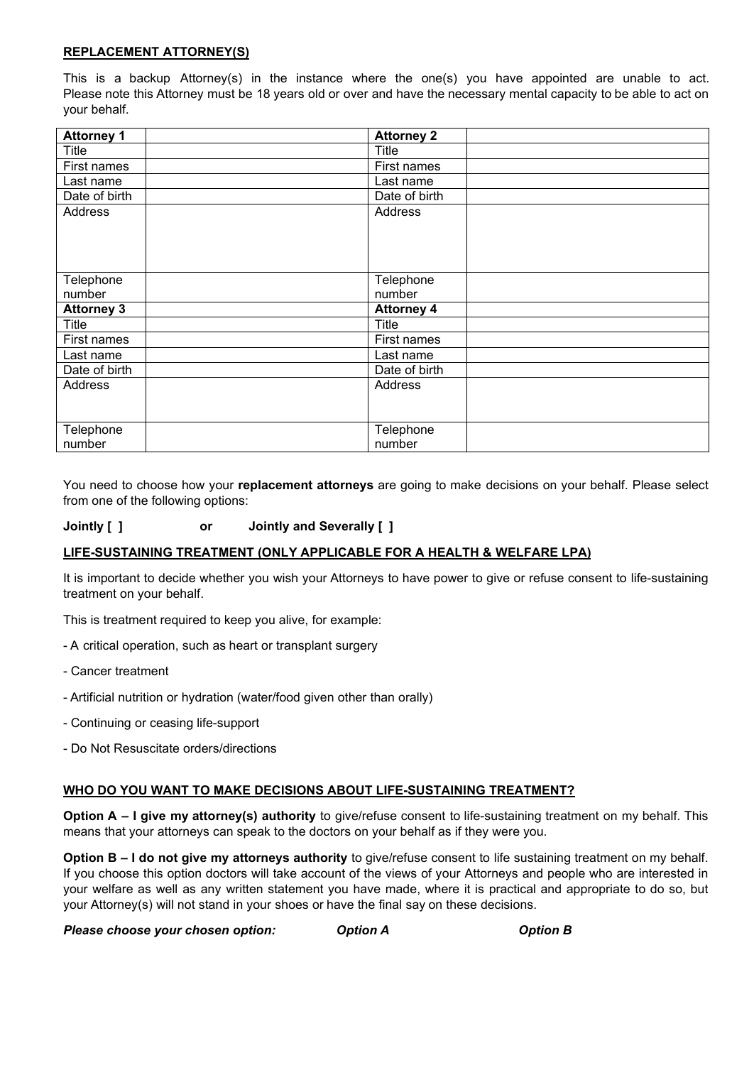## REPLACEMENT ATTORNEY(S)

This is a backup Attorney(s) in the instance where the one(s) you have appointed are unable to act. Please note this Attorney must be 18 years old or over and have the necessary mental capacity to be able to act on your behalf.

| **Attorney 1** | | **Attorney 2** | |
|---|---|---|---|
| Title | | Title | |
| First names | | First names | |
| Last name | | Last name | |
| Date of birth | | Date of birth | |
| Address | | Address | |
| Telephone number | | Telephone number | |
| **Attorney 3** | | **Attorney 4** | |
| Title | | Title | |
| First names | | First names | |
| Last name | | Last name | |
| Date of birth | | Date of birth | |
| Address | | Address | |
| Telephone number | | Telephone number | |

You need to choose how your **replacement attorneys** are going to make decisions on your behalf. Please select from one of the following options:

**Jointly [ ]          or          Jointly and Severally [ ]**

## LIFE-SUSTAINING TREATMENT (ONLY APPLICABLE FOR A HEALTH & WELFARE LPA)

It is important to decide whether you wish your Attorneys to have power to give or refuse consent to life-sustaining treatment on your behalf.

This is treatment required to keep you alive, for example:

- A critical operation, such as heart or transplant surgery
- Cancer treatment
- Artificial nutrition or hydration (water/food given other than orally)
- Continuing or ceasing life-support
- Do Not Resuscitate orders/directions

## WHO DO YOU WANT TO MAKE DECISIONS ABOUT LIFE-SUSTAINING TREATMENT?

**Option A – I give my attorney(s) authority** to give/refuse consent to life-sustaining treatment on my behalf. This means that your attorneys can speak to the doctors on your behalf as if they were you.

**Option B – I do not give my attorneys authority** to give/refuse consent to life sustaining treatment on my behalf. If you choose this option doctors will take account of the views of your Attorneys and people who are interested in your welfare as well as any written statement you have made, where it is practical and appropriate to do so, but your Attorney(s) will not stand in your shoes or have the final say on these decisions.

***Please choose your chosen option:          Option A          Option B***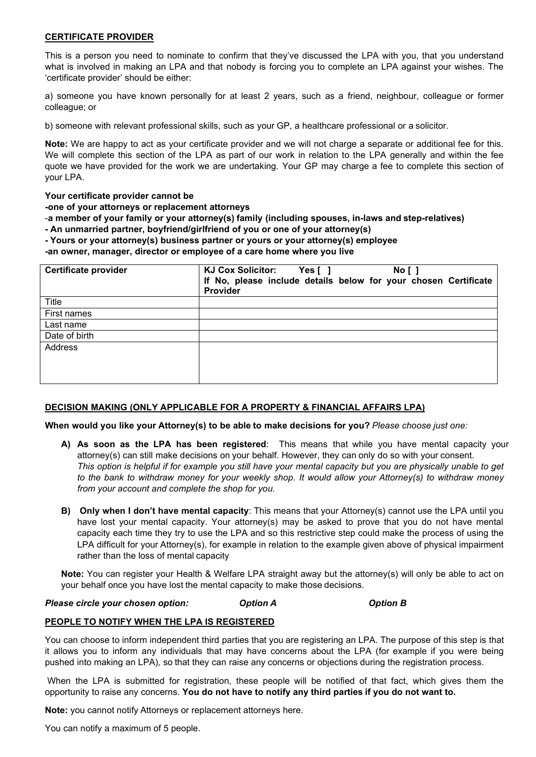## CERTIFICATE PROVIDER

This is a person you need to nominate to confirm that they've discussed the LPA with you, that you understand what is involved in making an LPA and that nobody is forcing you to complete an LPA against your wishes. The 'certificate provider' should be either:

a) someone you have known personally for at least 2 years, such as a friend, neighbour, colleague or former colleague; or

b) someone with relevant professional skills, such as your GP, a healthcare professional or a solicitor.

**Note:** We are happy to act as your certificate provider and we will not charge a separate or additional fee for this. We will complete this section of the LPA as part of our work in relation to the LPA generally and within the fee quote we have provided for the work we are undertaking. Your GP may charge a fee to complete this section of your LPA.

**Your certificate provider cannot be**

**-one of your attorneys or replacement attorneys**

**-a member of your family or your attorney(s) family (including spouses, in-laws and step-relatives)**

**- An unmarried partner, boyfriend/girlfriend of you or one of your attorney(s)**

**- Yours or your attorney(s) business partner or yours or your attorney(s) employee**

**-an owner, manager, director or employee of a care home where you live**

| **Certificate provider** | **KJ Cox Solicitor: Yes [ ] No [ ]**<br>**If No, please include details below for your chosen Certificate Provider** |
|---|---|
| Title | |
| First names | |
| Last name | |
| Date of birth | |
| Address | |

## DECISION MAKING (ONLY APPLICABLE FOR A PROPERTY & FINANCIAL AFFAIRS LPA)

**When would you like your Attorney(s) to be able to make decisions for you?** *Please choose just one:*

**A) As soon as the LPA has been registered**: This means that while you have mental capacity your attorney(s) can still make decisions on your behalf. However, they can only do so with your consent.
*This option is helpful if for example you still have your mental capacity but you are physically unable to get to the bank to withdraw money for your weekly shop. It would allow your Attorney(s) to withdraw money from your account and complete the shop for you.*

**B) Only when I don't have mental capacity**: This means that your Attorney(s) cannot use the LPA until you have lost your mental capacity. Your attorney(s) may be asked to prove that you do not have mental capacity each time they try to use the LPA and so this restrictive step could make the process of using the LPA difficult for your Attorney(s), for example in relation to the example given above of physical impairment rather than the loss of mental capacity

**Note:** You can register your Health & Welfare LPA straight away but the attorney(s) will only be able to act on your behalf once you have lost the mental capacity to make those decisions.

***Please circle your chosen option:*** ***Option A*** ***Option B***

## PEOPLE TO NOTIFY WHEN THE LPA IS REGISTERED

You can choose to inform independent third parties that you are registering an LPA. The purpose of this step is that it allows you to inform any individuals that may have concerns about the LPA (for example if you were being pushed into making an LPA), so that they can raise any concerns or objections during the registration process.

When the LPA is submitted for registration, these people will be notified of that fact, which gives them the opportunity to raise any concerns. **You do not have to notify any third parties if you do not want to.**

**Note:** you cannot notify Attorneys or replacement attorneys here.

You can notify a maximum of 5 people.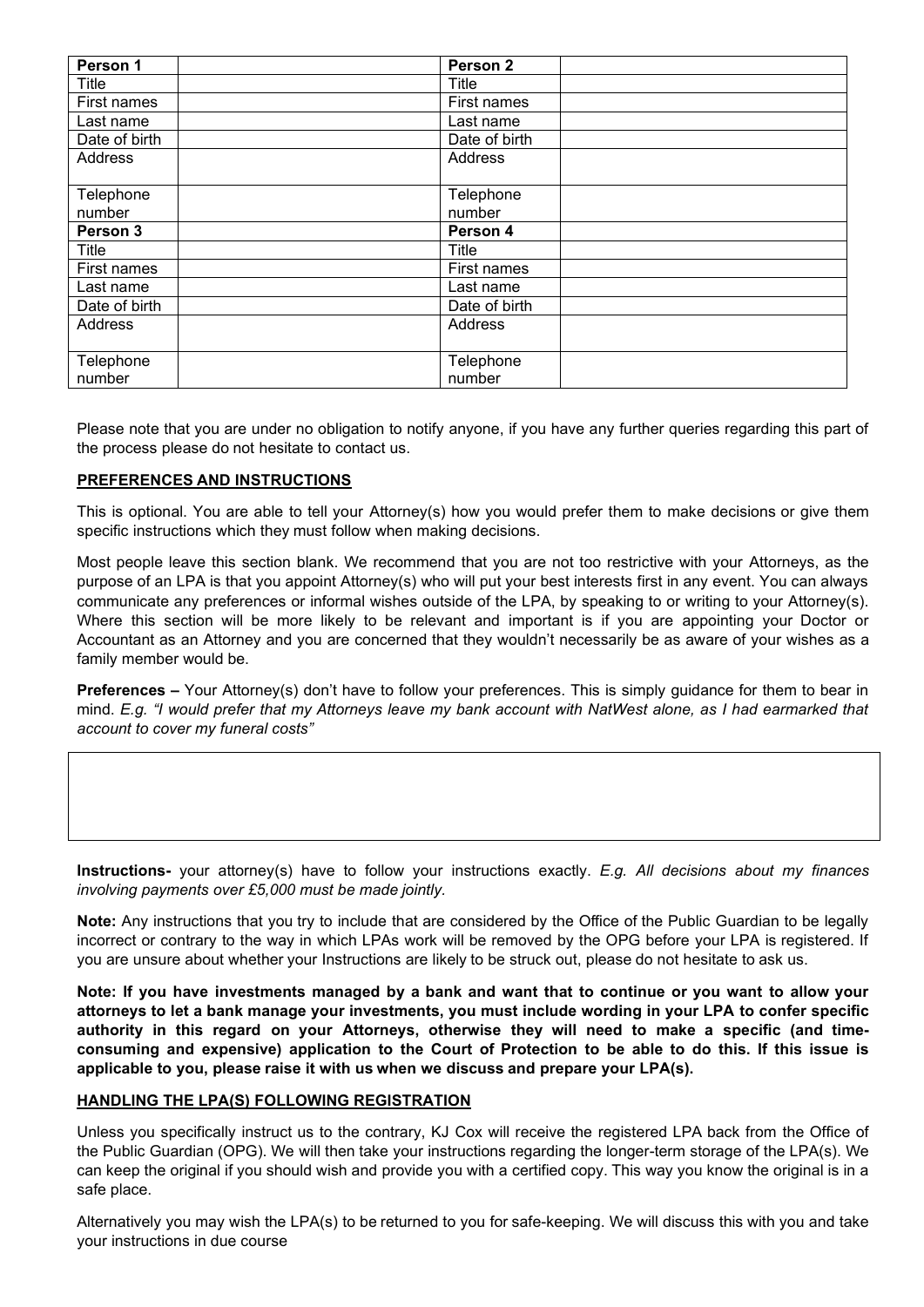| Person 1 | | Person 2 | |
|---|---|---|---|
| Title | | Title | |
| First names | | First names | |
| Last name | | Last name | |
| Date of birth | | Date of birth | |
| Address | | Address | |
| Telephone number | | Telephone number | |
| **Person 3** | | **Person 4** | |
| Title | | Title | |
| First names | | First names | |
| Last name | | Last name | |
| Date of birth | | Date of birth | |
| Address | | Address | |
| Telephone number | | Telephone number | |

Please note that you are under no obligation to notify anyone, if you have any further queries regarding this part of the process please do not hesitate to contact us.

## PREFERENCES AND INSTRUCTIONS

This is optional. You are able to tell your Attorney(s) how you would prefer them to make decisions or give them specific instructions which they must follow when making decisions.

Most people leave this section blank. We recommend that you are not too restrictive with your Attorneys, as the purpose of an LPA is that you appoint Attorney(s) who will put your best interests first in any event. You can always communicate any preferences or informal wishes outside of the LPA, by speaking to or writing to your Attorney(s). Where this section will be more likely to be relevant and important is if you are appointing your Doctor or Accountant as an Attorney and you are concerned that they wouldn't necessarily be as aware of your wishes as a family member would be.

**Preferences –** Your Attorney(s) don't have to follow your preferences. This is simply guidance for them to bear in mind. *E.g. "I would prefer that my Attorneys leave my bank account with NatWest alone, as I had earmarked that account to cover my funeral costs"*

**Instructions-** your attorney(s) have to follow your instructions exactly. *E.g. All decisions about my finances involving payments over £5,000 must be made jointly.*

**Note:** Any instructions that you try to include that are considered by the Office of the Public Guardian to be legally incorrect or contrary to the way in which LPAs work will be removed by the OPG before your LPA is registered. If you are unsure about whether your Instructions are likely to be struck out, please do not hesitate to ask us.

**Note: If you have investments managed by a bank and want that to continue or you want to allow your attorneys to let a bank manage your investments, you must include wording in your LPA to confer specific authority in this regard on your Attorneys, otherwise they will need to make a specific (and time-consuming and expensive) application to the Court of Protection to be able to do this. If this issue is applicable to you, please raise it with us when we discuss and prepare your LPA(s).**

## HANDLING THE LPA(S) FOLLOWING REGISTRATION

Unless you specifically instruct us to the contrary, KJ Cox will receive the registered LPA back from the Office of the Public Guardian (OPG). We will then take your instructions regarding the longer-term storage of the LPA(s). We can keep the original if you should wish and provide you with a certified copy. This way you know the original is in a safe place.

Alternatively you may wish the LPA(s) to be returned to you for safe-keeping. We will discuss this with you and take your instructions in due course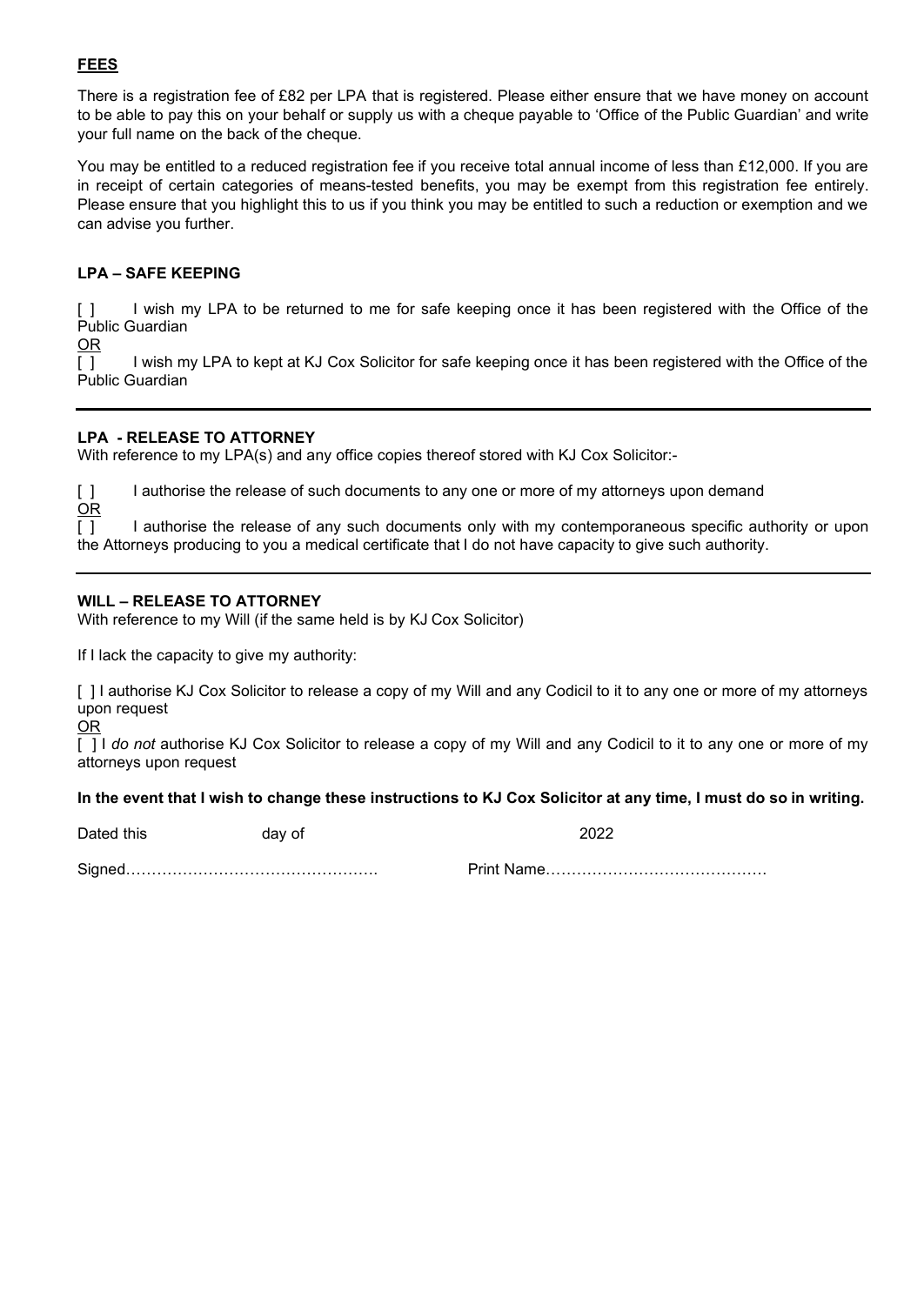**FEES**

There is a registration fee of £82 per LPA that is registered. Please either ensure that we have money on account to be able to pay this on your behalf or supply us with a cheque payable to 'Office of the Public Guardian' and write your full name on the back of the cheque.

You may be entitled to a reduced registration fee if you receive total annual income of less than £12,000. If you are in receipt of certain categories of means-tested benefits, you may be exempt from this registration fee entirely. Please ensure that you highlight this to us if you think you may be entitled to such a reduction or exemption and we can advise you further.

**LPA – SAFE KEEPING**

[ ] I wish my LPA to be returned to me for safe keeping once it has been registered with the Office of the Public Guardian

OR

[ ] I wish my LPA to kept at KJ Cox Solicitor for safe keeping once it has been registered with the Office of the Public Guardian

---

**LPA - RELEASE TO ATTORNEY**

With reference to my LPA(s) and any office copies thereof stored with KJ Cox Solicitor:-

[ ] I authorise the release of such documents to any one or more of my attorneys upon demand

OR

[ ] I authorise the release of any such documents only with my contemporaneous specific authority or upon the Attorneys producing to you a medical certificate that I do not have capacity to give such authority.

---

**WILL – RELEASE TO ATTORNEY**

With reference to my Will (if the same held is by KJ Cox Solicitor)

If I lack the capacity to give my authority:

[ ] I authorise KJ Cox Solicitor to release a copy of my Will and any Codicil to it to any one or more of my attorneys upon request

OR

[ ] I *do not* authorise KJ Cox Solicitor to release a copy of my Will and any Codicil to it to any one or more of my attorneys upon request

**In the event that I wish to change these instructions to KJ Cox Solicitor at any time, I must do so in writing.**

Dated this day of 2022

Signed…………………………………………. Print Name……………………………………